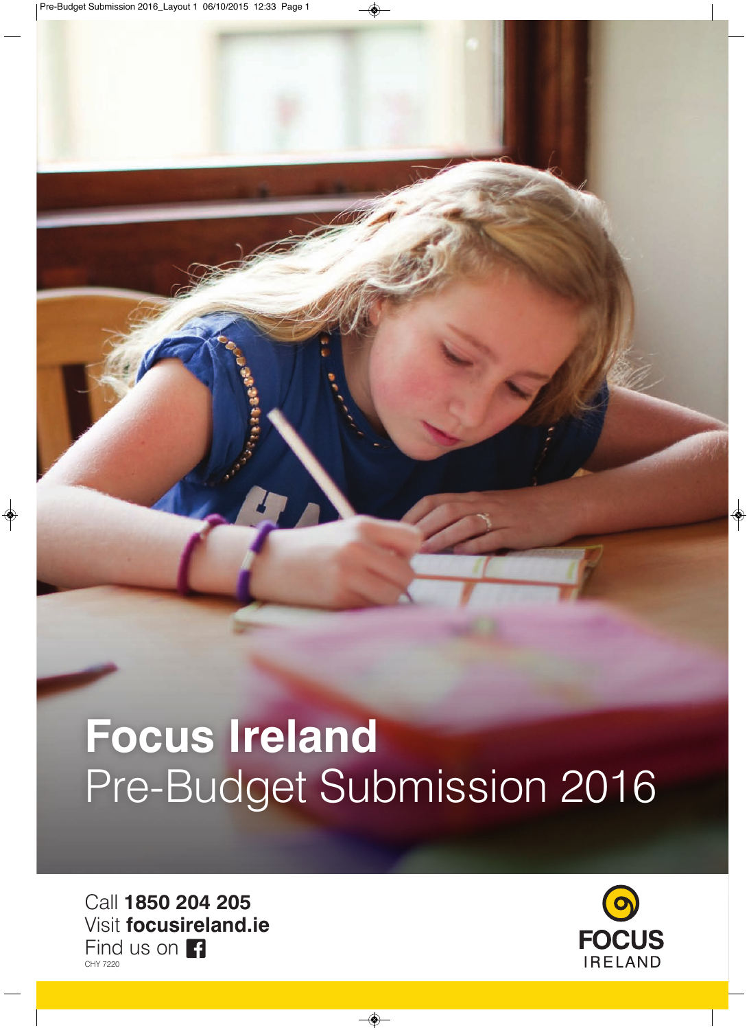# Focus Ireland

## Pre-Budget Submission 2016

Call **1850 204 205**
Visit **focusireland.ie**
Find us on Facebook
CHY 7220

FOCUS IRELAND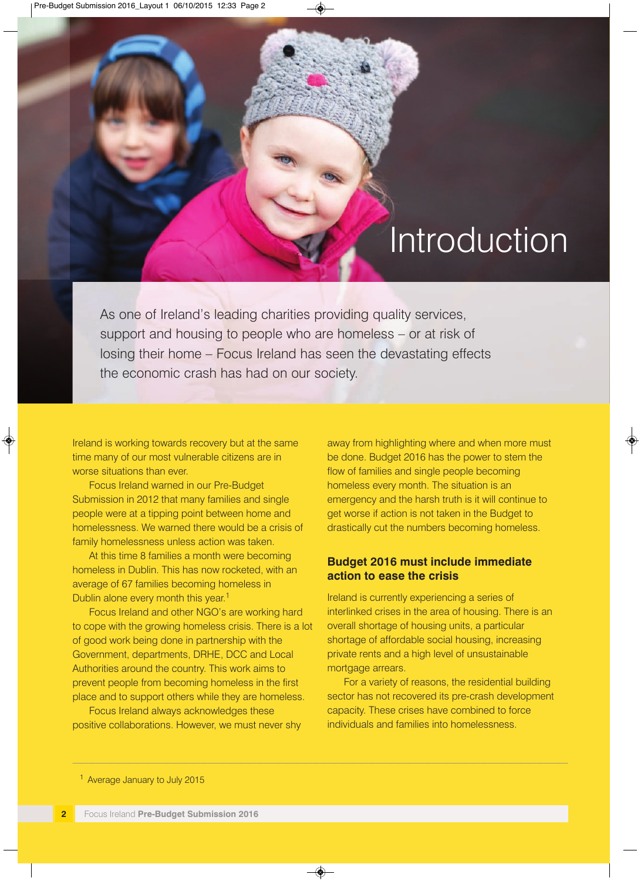# Introduction

As one of Ireland's leading charities providing quality services, support and housing to people who are homeless – or at risk of losing their home – Focus Ireland has seen the devastating effects the economic crash has had on our society.

Ireland is working towards recovery but at the same time many of our most vulnerable citizens are in worse situations than ever.

Focus Ireland warned in our Pre-Budget Submission in 2012 that many families and single people were at a tipping point between home and homelessness. We warned there would be a crisis of family homelessness unless action was taken.

At this time 8 families a month were becoming homeless in Dublin. This has now rocketed, with an average of 67 families becoming homeless in Dublin alone every month this year.[1]

Focus Ireland and other NGO's are working hard to cope with the growing homeless crisis. There is a lot of good work being done in partnership with the Government, departments, DRHE, DCC and Local Authorities around the country. This work aims to prevent people from becoming homeless in the first place and to support others while they are homeless.

Focus Ireland always acknowledges these positive collaborations. However, we must never shy away from highlighting where and when more must be done. Budget 2016 has the power to stem the flow of families and single people becoming homeless every month. The situation is an emergency and the harsh truth is it will continue to get worse if action is not taken in the Budget to drastically cut the numbers becoming homeless.

## Budget 2016 must include immediate action to ease the crisis

Ireland is currently experiencing a series of interlinked crises in the area of housing. There is an overall shortage of housing units, a particular shortage of affordable social housing, increasing private rents and a high level of unsustainable mortgage arrears.

For a variety of reasons, the residential building sector has not recovered its pre-crash development capacity. These crises have combined to force individuals and families into homelessness.

---

[1] Average January to July 2015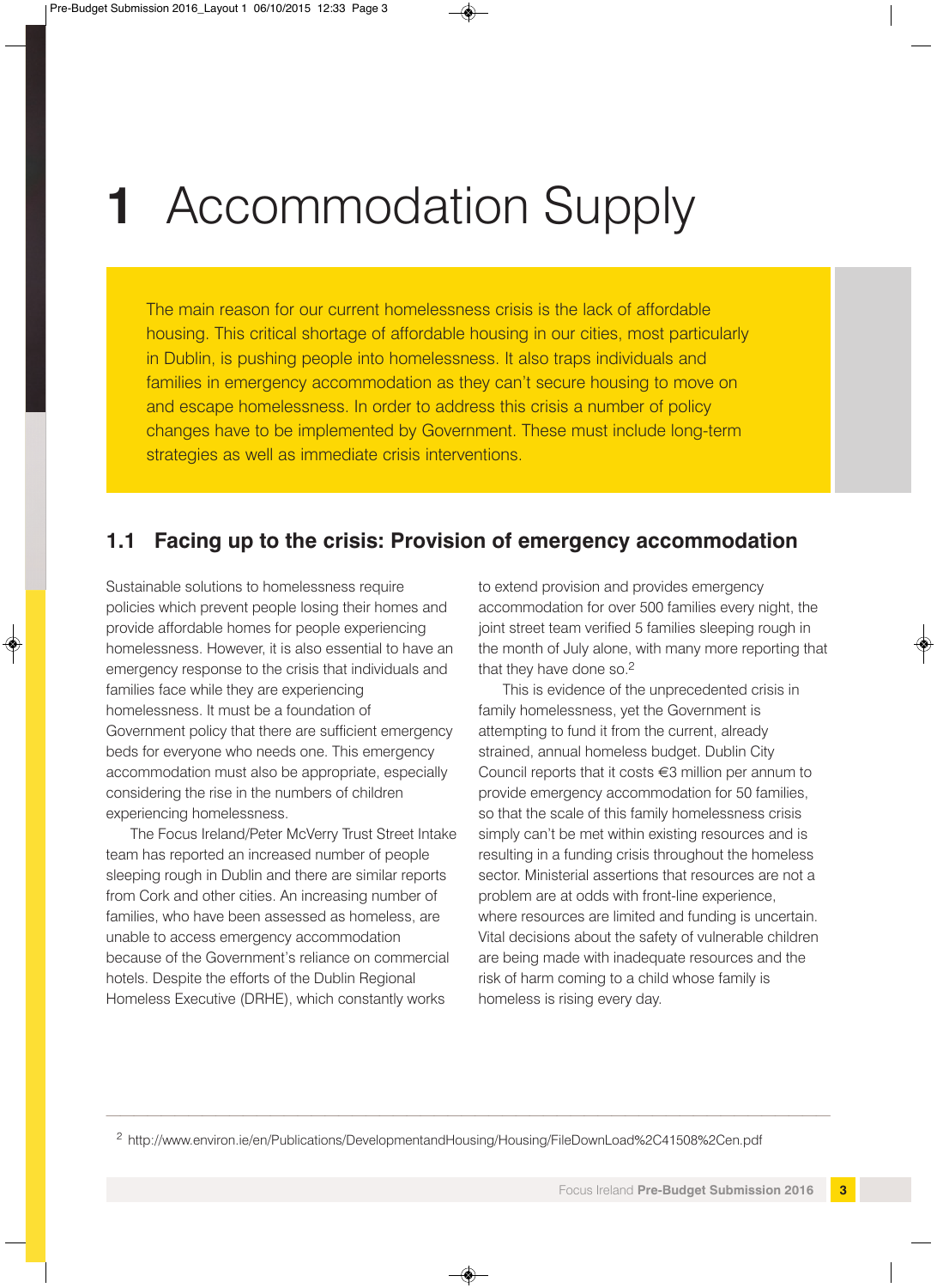# 1 Accommodation Supply

The main reason for our current homelessness crisis is the lack of affordable housing. This critical shortage of affordable housing in our cities, most particularly in Dublin, is pushing people into homelessness. It also traps individuals and families in emergency accommodation as they can't secure housing to move on and escape homelessness. In order to address this crisis a number of policy changes have to be implemented by Government. These must include long-term strategies as well as immediate crisis interventions.

## 1.1 Facing up to the crisis: Provision of emergency accommodation

Sustainable solutions to homelessness require policies which prevent people losing their homes and provide affordable homes for people experiencing homelessness. However, it is also essential to have an emergency response to the crisis that individuals and families face while they are experiencing homelessness. It must be a foundation of Government policy that there are sufficient emergency beds for everyone who needs one. This emergency accommodation must also be appropriate, especially considering the rise in the numbers of children experiencing homelessness.

The Focus Ireland/Peter McVerry Trust Street Intake team has reported an increased number of people sleeping rough in Dublin and there are similar reports from Cork and other cities. An increasing number of families, who have been assessed as homeless, are unable to access emergency accommodation because of the Government's reliance on commercial hotels. Despite the efforts of the Dublin Regional Homeless Executive (DRHE), which constantly works to extend provision and provides emergency accommodation for over 500 families every night, the joint street team verified 5 families sleeping rough in the month of July alone, with many more reporting that that they have done so.[2]

This is evidence of the unprecedented crisis in family homelessness, yet the Government is attempting to fund it from the current, already strained, annual homeless budget. Dublin City Council reports that it costs €3 million per annum to provide emergency accommodation for 50 families, so that the scale of this family homelessness crisis simply can't be met within existing resources and is resulting in a funding crisis throughout the homeless sector. Ministerial assertions that resources are not a problem are at odds with front-line experience, where resources are limited and funding is uncertain. Vital decisions about the safety of vulnerable children are being made with inadequate resources and the risk of harm coming to a child whose family is homeless is rising every day.

[2] http://www.environ.ie/en/Publications/DevelopmentandHousing/Housing/FileDownLoad%2C41508%2Cen.pdf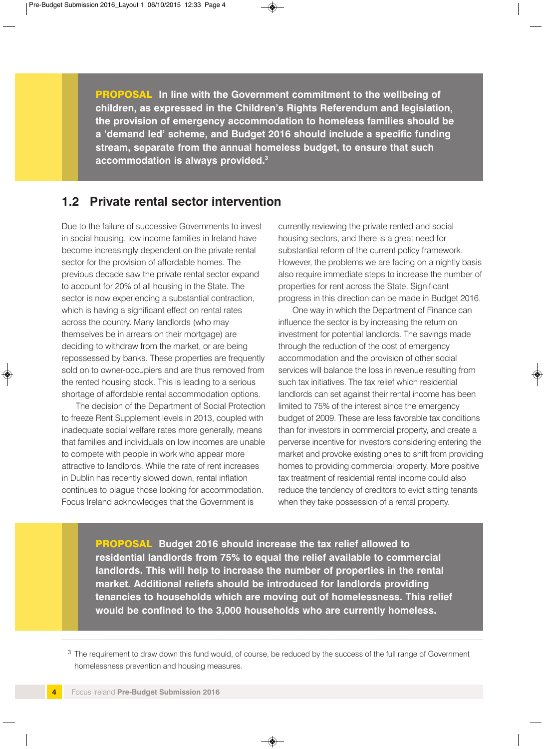**PROPOSAL** **In line with the Government commitment to the wellbeing of children, as expressed in the Children's Rights Referendum and legislation, the provision of emergency accommodation to homeless families should be a 'demand led' scheme, and Budget 2016 should include a specific funding stream, separate from the annual homeless budget, to ensure that such accommodation is always provided.[3]**

## 1.2 Private rental sector intervention

Due to the failure of successive Governments to invest in social housing, low income families in Ireland have become increasingly dependent on the private rental sector for the provision of affordable homes. The previous decade saw the private rental sector expand to account for 20% of all housing in the State. The sector is now experiencing a substantial contraction, which is having a significant effect on rental rates across the country. Many landlords (who may themselves be in arrears on their mortgage) are deciding to withdraw from the market, or are being repossessed by banks. These properties are frequently sold on to owner-occupiers and are thus removed from the rented housing stock. This is leading to a serious shortage of affordable rental accommodation options.

The decision of the Department of Social Protection to freeze Rent Supplement levels in 2013, coupled with inadequate social welfare rates more generally, means that families and individuals on low incomes are unable to compete with people in work who appear more attractive to landlords. While the rate of rent increases in Dublin has recently slowed down, rental inflation continues to plague those looking for accommodation. Focus Ireland acknowledges that the Government is currently reviewing the private rented and social housing sectors, and there is a great need for substantial reform of the current policy framework. However, the problems we are facing on a nightly basis also require immediate steps to increase the number of properties for rent across the State. Significant progress in this direction can be made in Budget 2016.

One way in which the Department of Finance can influence the sector is by increasing the return on investment for potential landlords. The savings made through the reduction of the cost of emergency accommodation and the provision of other social services will balance the loss in revenue resulting from such tax initiatives. The tax relief which residential landlords can set against their rental income has been limited to 75% of the interest since the emergency budget of 2009. These are less favorable tax conditions than for investors in commercial property, and create a perverse incentive for investors considering entering the market and provoke existing ones to shift from providing homes to providing commercial property. More positive tax treatment of residential rental income could also reduce the tendency of creditors to evict sitting tenants when they take possession of a rental property.

**PROPOSAL** **Budget 2016 should increase the tax relief allowed to residential landlords from 75% to equal the relief available to commercial landlords. This will help to increase the number of properties in the rental market. Additional reliefs should be introduced for landlords providing tenancies to households which are moving out of homelessness. This relief would be confined to the 3,000 households who are currently homeless.**

---

[3] The requirement to draw down this fund would, of course, be reduced by the success of the full range of Government homelessness prevention and housing measures.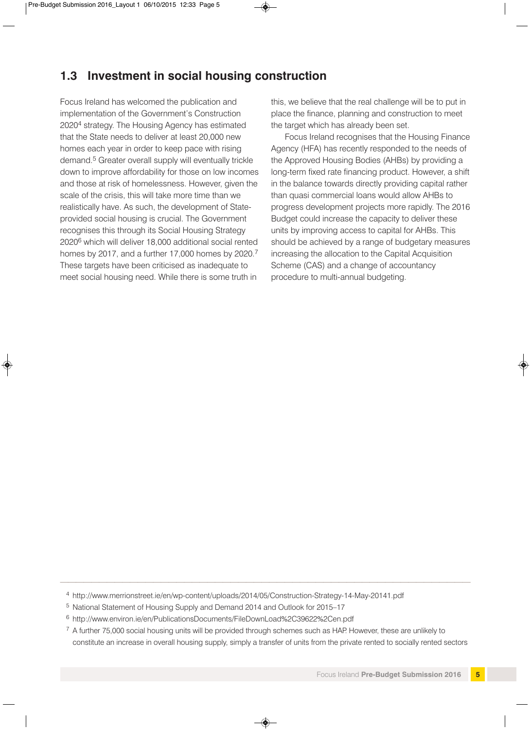## 1.3 Investment in social housing construction

Focus Ireland has welcomed the publication and implementation of the Government's Construction 2020[4] strategy. The Housing Agency has estimated that the State needs to deliver at least 20,000 new homes each year in order to keep pace with rising demand.[5] Greater overall supply will eventually trickle down to improve affordability for those on low incomes and those at risk of homelessness. However, given the scale of the crisis, this will take more time than we realistically have. As such, the development of State-provided social housing is crucial. The Government recognises this through its Social Housing Strategy 2020[6] which will deliver 18,000 additional social rented homes by 2017, and a further 17,000 homes by 2020.[7] These targets have been criticised as inadequate to meet social housing need. While there is some truth in this, we believe that the real challenge will be to put in place the finance, planning and construction to meet the target which has already been set.

Focus Ireland recognises that the Housing Finance Agency (HFA) has recently responded to the needs of the Approved Housing Bodies (AHBs) by providing a long-term fixed rate financing product. However, a shift in the balance towards directly providing capital rather than quasi commercial loans would allow AHBs to progress development projects more rapidly. The 2016 Budget could increase the capacity to deliver these units by improving access to capital for AHBs. This should be achieved by a range of budgetary measures increasing the allocation to the Capital Acquisition Scheme (CAS) and a change of accountancy procedure to multi-annual budgeting.

---

[4] http://www.merrionstreet.ie/en/wp-content/uploads/2014/05/Construction-Strategy-14-May-20141.pdf

[5] National Statement of Housing Supply and Demand 2014 and Outlook for 2015–17

[6] http://www.environ.ie/en/PublicationsDocuments/FileDownLoad%2C39622%2Cen.pdf

[7] A further 75,000 social housing units will be provided through schemes such as HAP. However, these are unlikely to constitute an increase in overall housing supply, simply a transfer of units from the private rented to socially rented sectors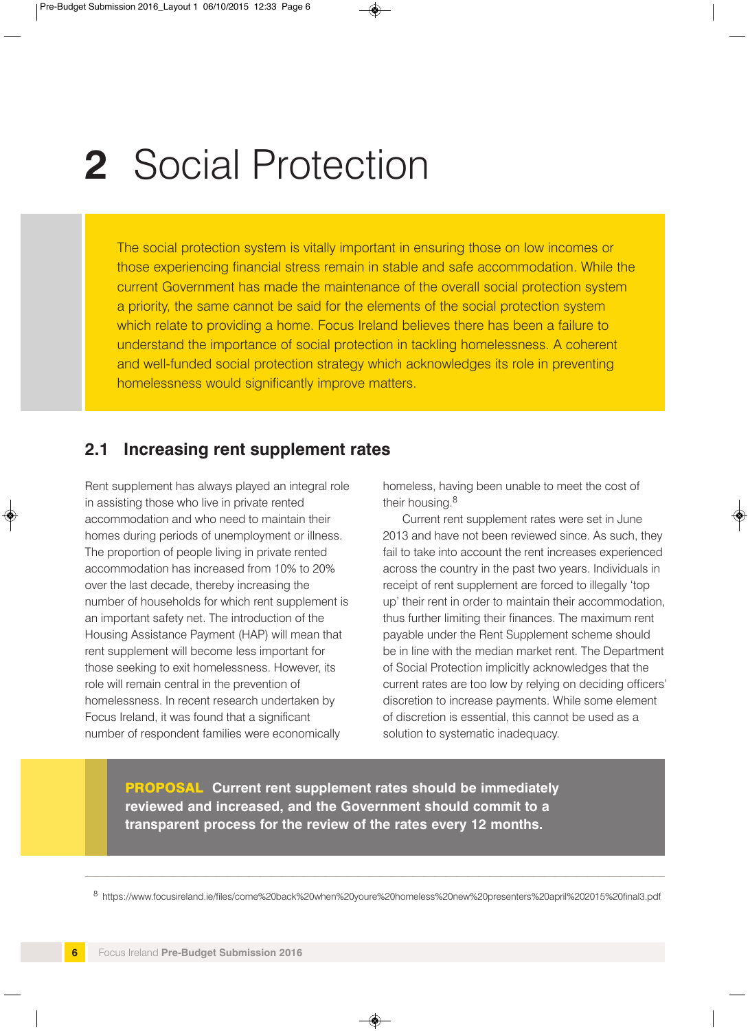# 2 Social Protection

The social protection system is vitally important in ensuring those on low incomes or those experiencing financial stress remain in stable and safe accommodation. While the current Government has made the maintenance of the overall social protection system a priority, the same cannot be said for the elements of the social protection system which relate to providing a home. Focus Ireland believes there has been a failure to understand the importance of social protection in tackling homelessness. A coherent and well-funded social protection strategy which acknowledges its role in preventing homelessness would significantly improve matters.

## 2.1 Increasing rent supplement rates

Rent supplement has always played an integral role in assisting those who live in private rented accommodation and who need to maintain their homes during periods of unemployment or illness. The proportion of people living in private rented accommodation has increased from 10% to 20% over the last decade, thereby increasing the number of households for which rent supplement is an important safety net. The introduction of the Housing Assistance Payment (HAP) will mean that rent supplement will become less important for those seeking to exit homelessness. However, its role will remain central in the prevention of homelessness. In recent research undertaken by Focus Ireland, it was found that a significant number of respondent families were economically homeless, having been unable to meet the cost of their housing.[8]

Current rent supplement rates were set in June 2013 and have not been reviewed since. As such, they fail to take into account the rent increases experienced across the country in the past two years. Individuals in receipt of rent supplement are forced to illegally 'top up' their rent in order to maintain their accommodation, thus further limiting their finances. The maximum rent payable under the Rent Supplement scheme should be in line with the median market rent. The Department of Social Protection implicitly acknowledges that the current rates are too low by relying on deciding officers' discretion to increase payments. While some element of discretion is essential, this cannot be used as a solution to systematic inadequacy.

**PROPOSAL Current rent supplement rates should be immediately reviewed and increased, and the Government should commit to a transparent process for the review of the rates every 12 months.**

---

[8] https://www.focusireland.ie/files/come%20back%20when%20youre%20homeless%20new%20presenters%20april%202015%20final3.pdf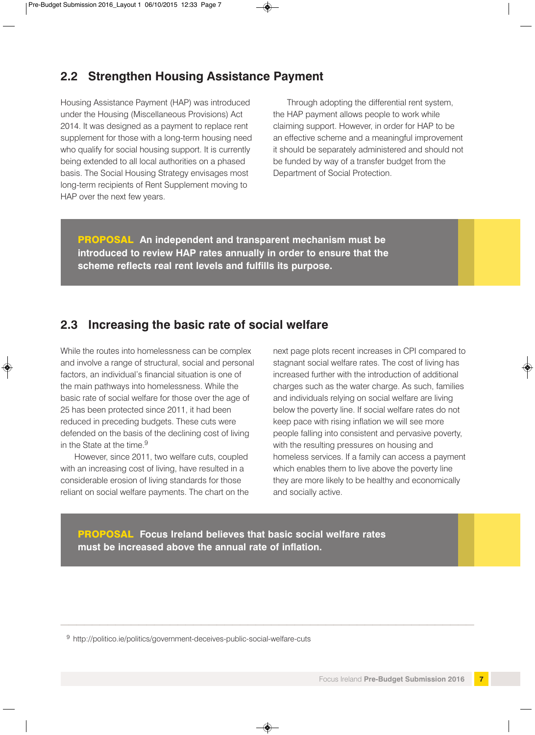## 2.2 Strengthen Housing Assistance Payment

Housing Assistance Payment (HAP) was introduced under the Housing (Miscellaneous Provisions) Act 2014. It was designed as a payment to replace rent supplement for those with a long-term housing need who qualify for social housing support. It is currently being extended to all local authorities on a phased basis. The Social Housing Strategy envisages most long-term recipients of Rent Supplement moving to HAP over the next few years.

Through adopting the differential rent system, the HAP payment allows people to work while claiming support. However, in order for HAP to be an effective scheme and a meaningful improvement it should be separately administered and should not be funded by way of a transfer budget from the Department of Social Protection.

> **PROPOSAL An independent and transparent mechanism must be introduced to review HAP rates annually in order to ensure that the scheme reflects real rent levels and fulfills its purpose.**

## 2.3 Increasing the basic rate of social welfare

While the routes into homelessness can be complex and involve a range of structural, social and personal factors, an individual's financial situation is one of the main pathways into homelessness. While the basic rate of social welfare for those over the age of 25 has been protected since 2011, it had been reduced in preceding budgets. These cuts were defended on the basis of the declining cost of living in the State at the time.[9]

However, since 2011, two welfare cuts, coupled with an increasing cost of living, have resulted in a considerable erosion of living standards for those reliant on social welfare payments. The chart on the next page plots recent increases in CPI compared to stagnant social welfare rates. The cost of living has increased further with the introduction of additional charges such as the water charge. As such, families and individuals relying on social welfare are living below the poverty line. If social welfare rates do not keep pace with rising inflation we will see more people falling into consistent and pervasive poverty, with the resulting pressures on housing and homeless services. If a family can access a payment which enables them to live above the poverty line they are more likely to be healthy and economically and socially active.

> **PROPOSAL Focus Ireland believes that basic social welfare rates must be increased above the annual rate of inflation.**

---

[9] http://politico.ie/politics/government-deceives-public-social-welfare-cuts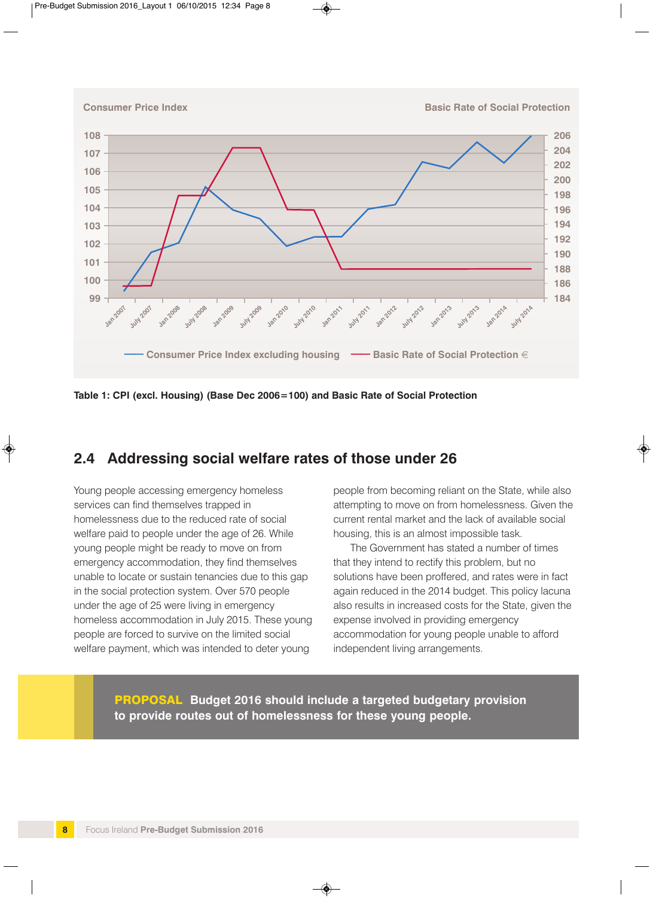Table 1: CPI (excl. Housing) (Base Dec 2006=100) and Basic Rate of Social Protection

## 2.4 Addressing social welfare rates of those under 26

Young people accessing emergency homeless services can find themselves trapped in homelessness due to the reduced rate of social welfare paid to people under the age of 26. While young people might be ready to move on from emergency accommodation, they find themselves unable to locate or sustain tenancies due to this gap in the social protection system. Over 570 people under the age of 25 were living in emergency homeless accommodation in July 2015. These young people are forced to survive on the limited social welfare payment, which was intended to deter young people from becoming reliant on the State, while also attempting to move on from homelessness. Given the current rental market and the lack of available social housing, this is an almost impossible task.

The Government has stated a number of times that they intend to rectify this problem, but no solutions have been proffered, and rates were in fact again reduced in the 2014 budget. This policy lacuna also results in increased costs for the State, given the expense involved in providing emergency accommodation for young people unable to afford independent living arrangements.

**PROPOSAL Budget 2016 should include a targeted budgetary provision to provide routes out of homelessness for these young people.**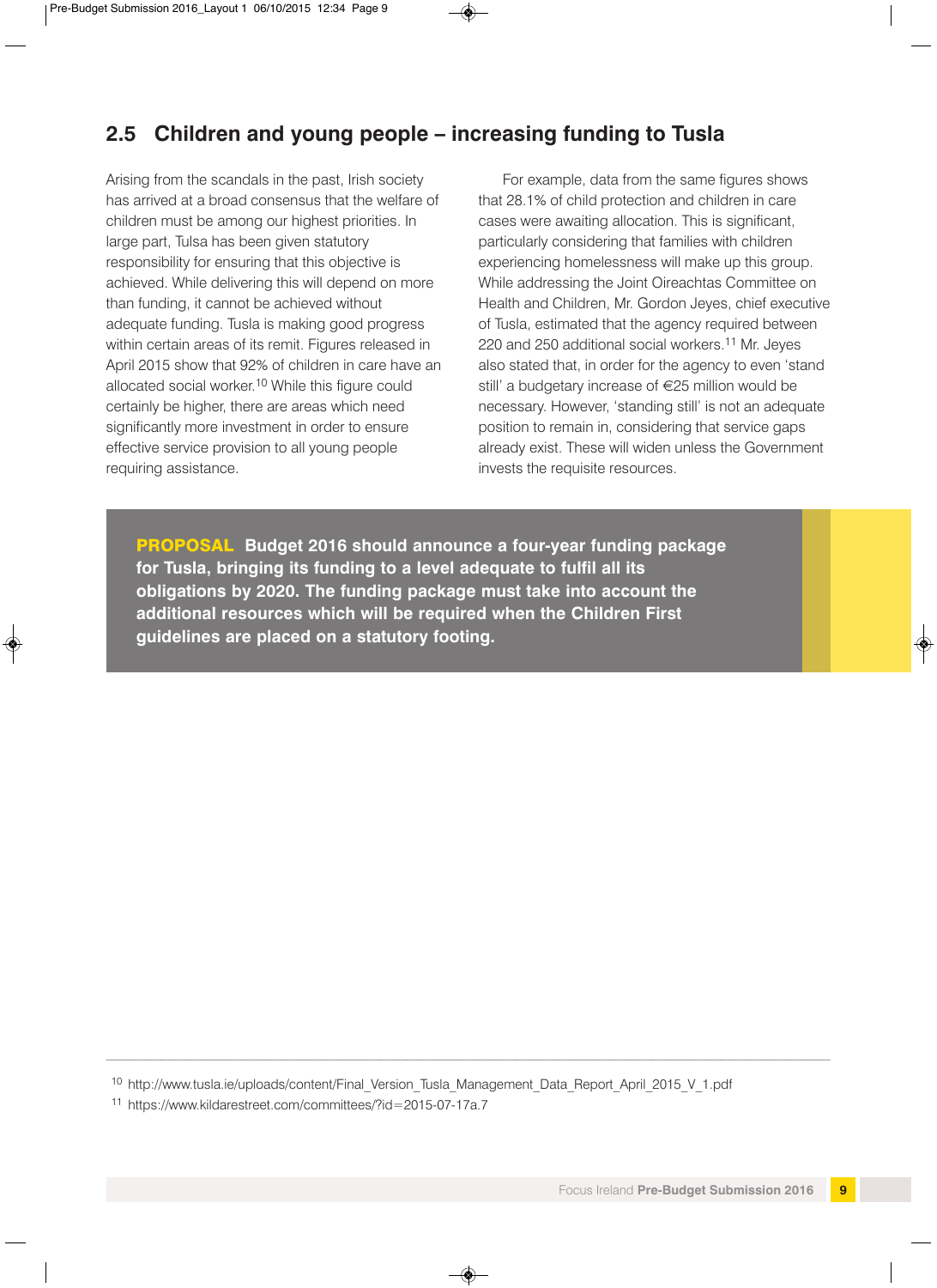## 2.5 Children and young people – increasing funding to Tusla

Arising from the scandals in the past, Irish society has arrived at a broad consensus that the welfare of children must be among our highest priorities. In large part, Tulsa has been given statutory responsibility for ensuring that this objective is achieved. While delivering this will depend on more than funding, it cannot be achieved without adequate funding. Tusla is making good progress within certain areas of its remit. Figures released in April 2015 show that 92% of children in care have an allocated social worker.[10] While this figure could certainly be higher, there are areas which need significantly more investment in order to ensure effective service provision to all young people requiring assistance.

For example, data from the same figures shows that 28.1% of child protection and children in care cases were awaiting allocation. This is significant, particularly considering that families with children experiencing homelessness will make up this group. While addressing the Joint Oireachtas Committee on Health and Children, Mr. Gordon Jeyes, chief executive of Tusla, estimated that the agency required between 220 and 250 additional social workers.[11] Mr. Jeyes also stated that, in order for the agency to even 'stand still' a budgetary increase of €25 million would be necessary. However, 'standing still' is not an adequate position to remain in, considering that service gaps already exist. These will widen unless the Government invests the requisite resources.

**PROPOSAL Budget 2016 should announce a four-year funding package for Tusla, bringing its funding to a level adequate to fulfil all its obligations by 2020. The funding package must take into account the additional resources which will be required when the Children First guidelines are placed on a statutory footing.**

---

[10] http://www.tusla.ie/uploads/content/Final_Version_Tusla_Management_Data_Report_April_2015_V_1.pdf

[11] https://www.kildarestreet.com/committees/?id=2015-07-17a.7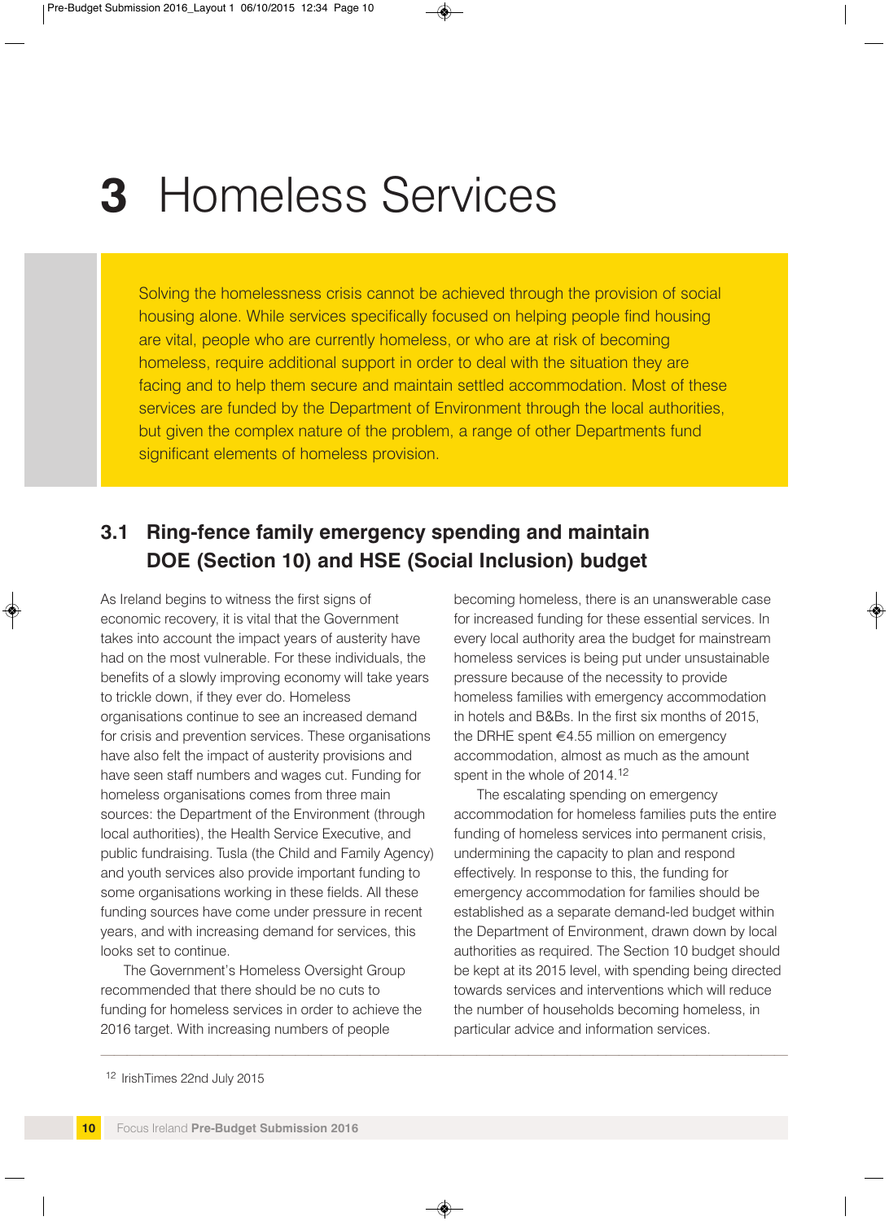# 3 Homeless Services

Solving the homelessness crisis cannot be achieved through the provision of social housing alone. While services specifically focused on helping people find housing are vital, people who are currently homeless, or who are at risk of becoming homeless, require additional support in order to deal with the situation they are facing and to help them secure and maintain settled accommodation. Most of these services are funded by the Department of Environment through the local authorities, but given the complex nature of the problem, a range of other Departments fund significant elements of homeless provision.

## 3.1 Ring-fence family emergency spending and maintain DOE (Section 10) and HSE (Social Inclusion) budget

As Ireland begins to witness the first signs of economic recovery, it is vital that the Government takes into account the impact years of austerity have had on the most vulnerable. For these individuals, the benefits of a slowly improving economy will take years to trickle down, if they ever do. Homeless organisations continue to see an increased demand for crisis and prevention services. These organisations have also felt the impact of austerity provisions and have seen staff numbers and wages cut. Funding for homeless organisations comes from three main sources: the Department of the Environment (through local authorities), the Health Service Executive, and public fundraising. Tusla (the Child and Family Agency) and youth services also provide important funding to some organisations working in these fields. All these funding sources have come under pressure in recent years, and with increasing demand for services, this looks set to continue.

The Government's Homeless Oversight Group recommended that there should be no cuts to funding for homeless services in order to achieve the 2016 target. With increasing numbers of people becoming homeless, there is an unanswerable case for increased funding for these essential services. In every local authority area the budget for mainstream homeless services is being put under unsustainable pressure because of the necessity to provide homeless families with emergency accommodation in hotels and B&Bs. In the first six months of 2015, the DRHE spent €4.55 million on emergency accommodation, almost as much as the amount spent in the whole of 2014.[12]

The escalating spending on emergency accommodation for homeless families puts the entire funding of homeless services into permanent crisis, undermining the capacity to plan and respond effectively. In response to this, the funding for emergency accommodation for families should be established as a separate demand-led budget within the Department of Environment, drawn down by local authorities as required. The Section 10 budget should be kept at its 2015 level, with spending being directed towards services and interventions which will reduce the number of households becoming homeless, in particular advice and information services.

---

[12] IrishTimes 22nd July 2015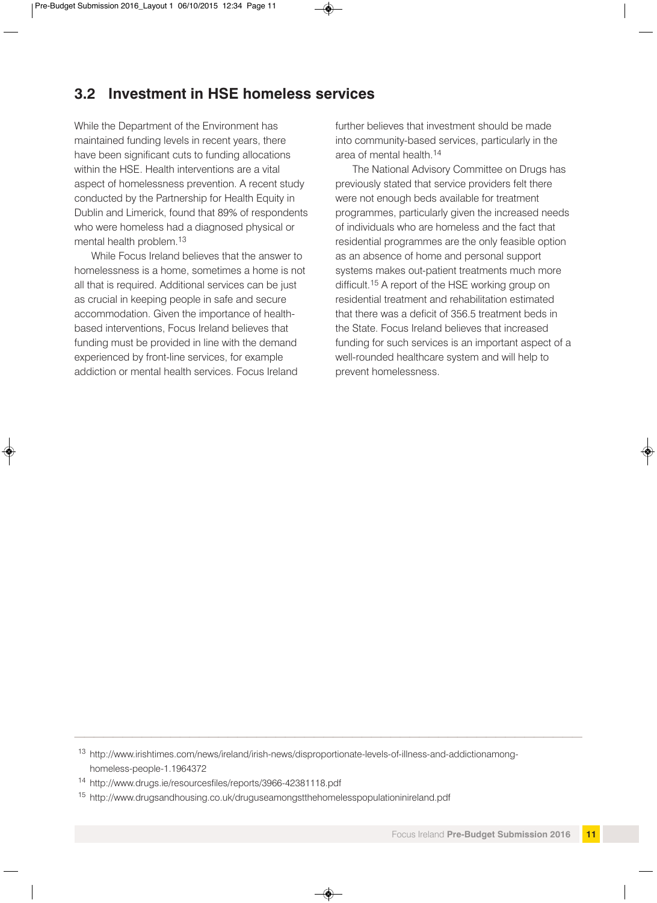## 3.2 Investment in HSE homeless services

While the Department of the Environment has maintained funding levels in recent years, there have been significant cuts to funding allocations within the HSE. Health interventions are a vital aspect of homelessness prevention. A recent study conducted by the Partnership for Health Equity in Dublin and Limerick, found that 89% of respondents who were homeless had a diagnosed physical or mental health problem.[13]

While Focus Ireland believes that the answer to homelessness is a home, sometimes a home is not all that is required. Additional services can be just as crucial in keeping people in safe and secure accommodation. Given the importance of health-based interventions, Focus Ireland believes that funding must be provided in line with the demand experienced by front-line services, for example addiction or mental health services. Focus Ireland further believes that investment should be made into community-based services, particularly in the area of mental health.[14]

The National Advisory Committee on Drugs has previously stated that service providers felt there were not enough beds available for treatment programmes, particularly given the increased needs of individuals who are homeless and the fact that residential programmes are the only feasible option as an absence of home and personal support systems makes out-patient treatments much more difficult.[15] A report of the HSE working group on residential treatment and rehabilitation estimated that there was a deficit of 356.5 treatment beds in the State. Focus Ireland believes that increased funding for such services is an important aspect of a well-rounded healthcare system and will help to prevent homelessness.

---

[13] http://www.irishtimes.com/news/ireland/irish-news/disproportionate-levels-of-illness-and-addictionamong-homeless-people-1.1964372

[14] http://www.drugs.ie/resourcesfiles/reports/3966-42381118.pdf

[15] http://www.drugsandhousing.co.uk/druguseamongstthehomelesspopulationinireland.pdf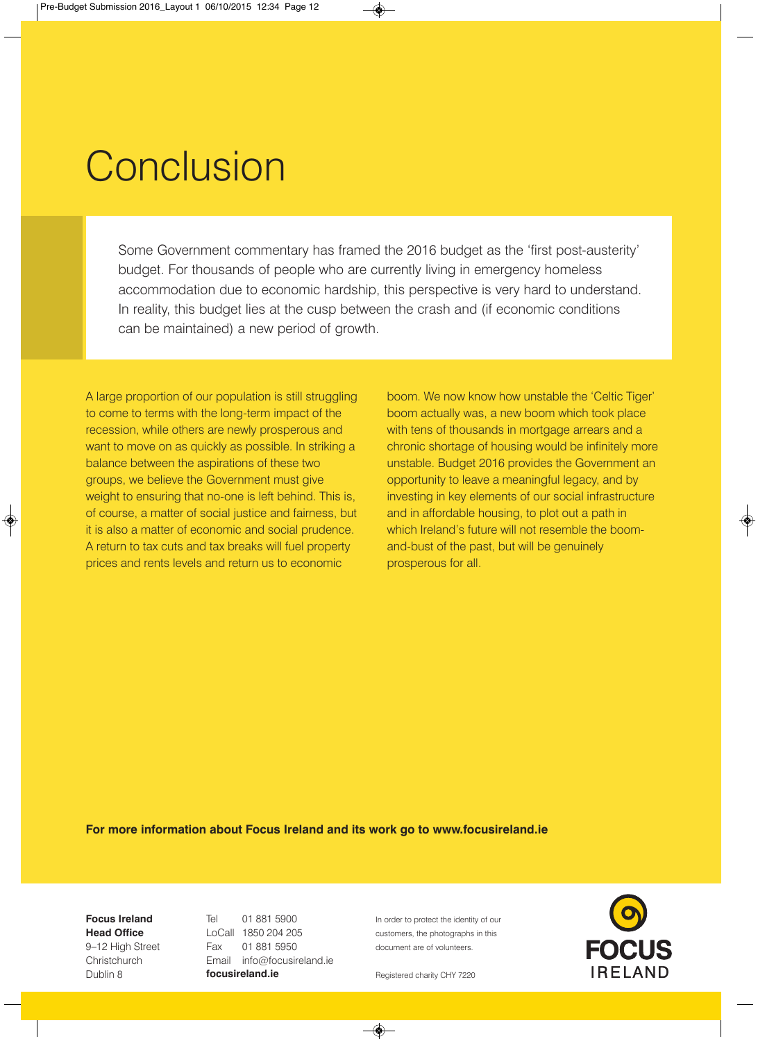# Conclusion

Some Government commentary has framed the 2016 budget as the 'first post-austerity' budget. For thousands of people who are currently living in emergency homeless accommodation due to economic hardship, this perspective is very hard to understand. In reality, this budget lies at the cusp between the crash and (if economic conditions can be maintained) a new period of growth.

A large proportion of our population is still struggling to come to terms with the long-term impact of the recession, while others are newly prosperous and want to move on as quickly as possible. In striking a balance between the aspirations of these two groups, we believe the Government must give weight to ensuring that no-one is left behind. This is, of course, a matter of social justice and fairness, but it is also a matter of economic and social prudence. A return to tax cuts and tax breaks will fuel property prices and rents levels and return us to economic boom. We now know how unstable the 'Celtic Tiger' boom actually was, a new boom which took place with tens of thousands in mortgage arrears and a chronic shortage of housing would be infinitely more unstable. Budget 2016 provides the Government an opportunity to leave a meaningful legacy, and by investing in key elements of our social infrastructure and in affordable housing, to plot out a path in which Ireland's future will not resemble the boom-and-bust of the past, but will be genuinely prosperous for all.

**For more information about Focus Ireland and its work go to www.focusireland.ie**

**Focus Ireland**
**Head Office**
9–12 High Street
Christchurch
Dublin 8

Tel 01 881 5900
LoCall 1850 204 205
Fax 01 881 5950
Email info@focusireland.ie
**focusireland.ie**

In order to protect the identity of our customers, the photographs in this document are of volunteers.

Registered charity CHY 7220

FOCUS IRELAND